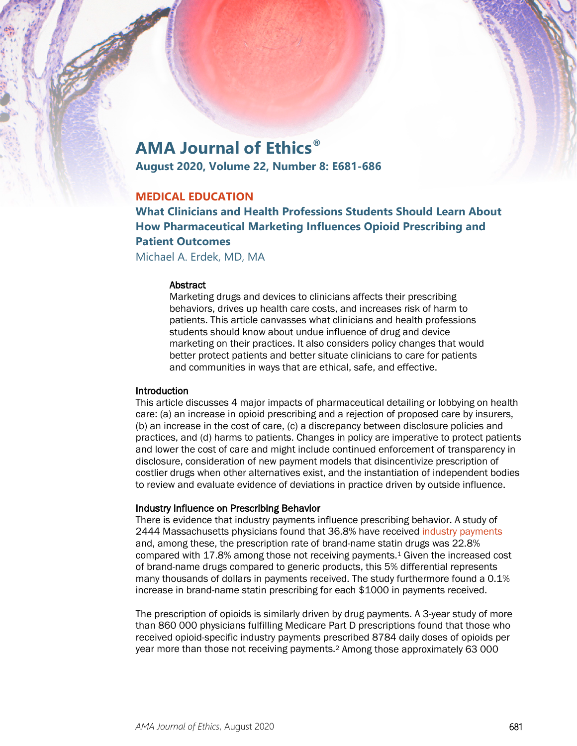# AMA Journal of Ethics®

**August 2020, Volume 22, Number 8: E681-686**

## MEDICAL EDUCATION

## What Clinicians and Health Professions Students Should Learn About How Pharmaceutical Marketing Influences Opioid Prescribing and Patient Outcomes

Michael A. Erdek, MD, MA

### Abstract

Marketing drugs and devices to clinicians affects their prescribing behaviors, drives up health care costs, and increases risk of harm to patients. This article canvasses what clinicians and health professions students should know about undue influence of drug and device marketing on their practices. It also considers policy changes that would better protect patients and better situate clinicians to care for patients and communities in ways that are ethical, safe, and effective.

### Introduction

This article discusses 4 major impacts of pharmaceutical detailing or lobbying on health care: (a) an increase in opioid prescribing and a rejection of proposed care by insurers, (b) an increase in the cost of care, (c) a discrepancy between disclosure policies and practices, and (d) harms to patients. Changes in policy are imperative to protect patients and lower the cost of care and might include continued enforcement of transparency in disclosure, consideration of new payment models that disincentivize prescription of costlier drugs when other alternatives exist, and the instantiation of independent bodies to review and evaluate evidence of deviations in practice driven by outside influence.

### Industry Influence on Prescribing Behavior

There is evidence that industry payments influence prescribing behavior. A study of 2444 Massachusetts physicians found that 36.8% have received industry payments and, among these, the prescription rate of brand-name statin drugs was 22.8% compared with 17.8% among those not receiving payments.[1] Given the increased cost of brand-name drugs compared to generic products, this 5% differential represents many thousands of dollars in payments received. The study furthermore found a 0.1% increase in brand-name statin prescribing for each $1000 in payments received.

The prescription of opioids is similarly driven by drug payments. A 3-year study of more than 860 000 physicians fulfilling Medicare Part D prescriptions found that those who received opioid-specific industry payments prescribed 8784 daily doses of opioids per year more than those not receiving payments.[2] Among those approximately 63 000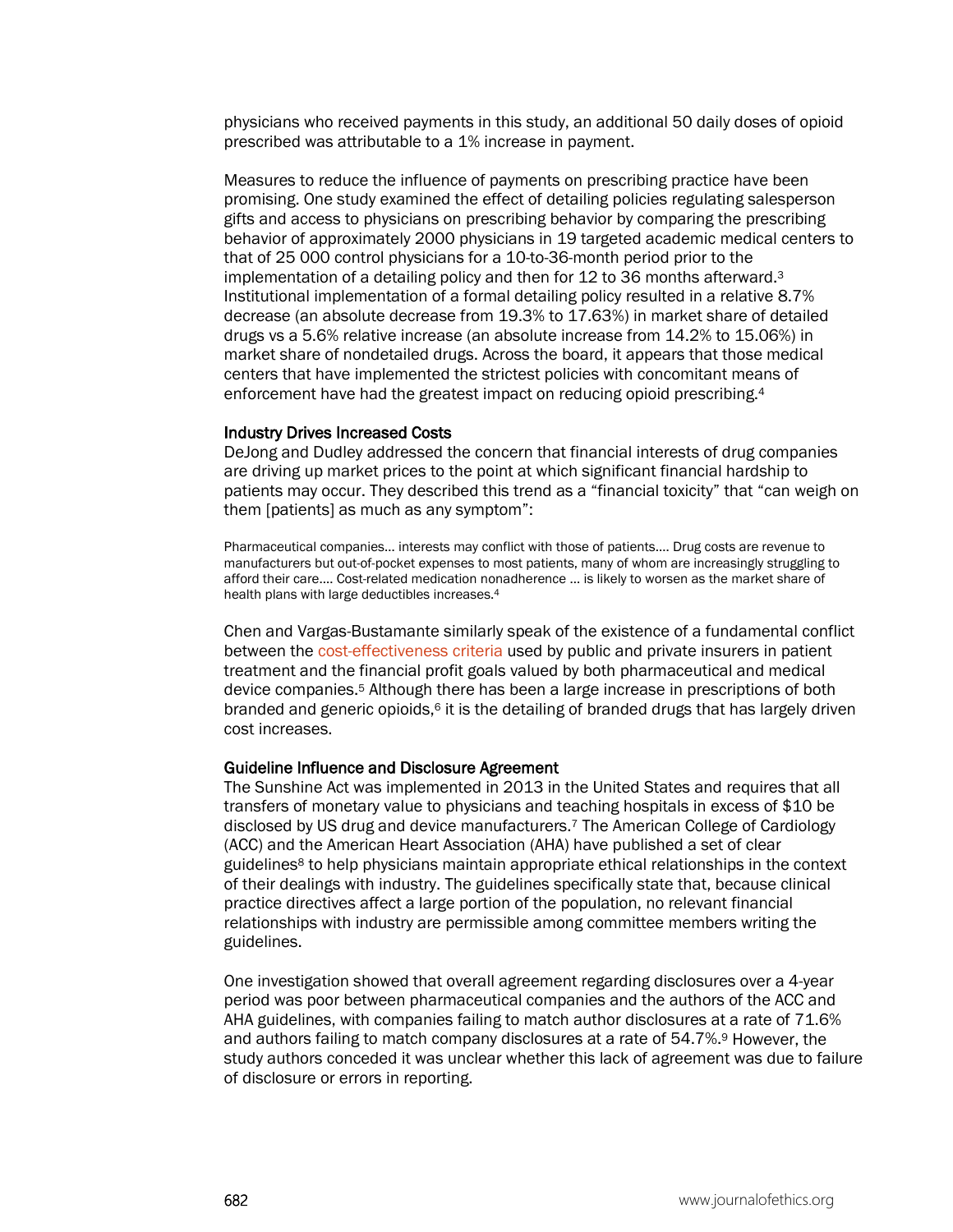physicians who received payments in this study, an additional 50 daily doses of opioid prescribed was attributable to a 1% increase in payment.

Measures to reduce the influence of payments on prescribing practice have been promising. One study examined the effect of detailing policies regulating salesperson gifts and access to physicians on prescribing behavior by comparing the prescribing behavior of approximately 2000 physicians in 19 targeted academic medical centers to that of 25 000 control physicians for a 10-to-36-month period prior to the implementation of a detailing policy and then for 12 to 36 months afterward.[3] Institutional implementation of a formal detailing policy resulted in a relative 8.7% decrease (an absolute decrease from 19.3% to 17.63%) in market share of detailed drugs vs a 5.6% relative increase (an absolute increase from 14.2% to 15.06%) in market share of nondetailed drugs. Across the board, it appears that those medical centers that have implemented the strictest policies with concomitant means of enforcement have had the greatest impact on reducing opioid prescribing.[4]

### Industry Drives Increased Costs

DeJong and Dudley addressed the concern that financial interests of drug companies are driving up market prices to the point at which significant financial hardship to patients may occur. They described this trend as a "financial toxicity" that "can weigh on them [patients] as much as any symptom":

> Pharmaceutical companies… interests may conflict with those of patients…. Drug costs are revenue to manufacturers but out-of-pocket expenses to most patients, many of whom are increasingly struggling to afford their care…. Cost-related medication nonadherence … is likely to worsen as the market share of health plans with large deductibles increases.[4]

Chen and Vargas-Bustamante similarly speak of the existence of a fundamental conflict between the cost-effectiveness criteria used by public and private insurers in patient treatment and the financial profit goals valued by both pharmaceutical and medical device companies.[5] Although there has been a large increase in prescriptions of both branded and generic opioids,[6] it is the detailing of branded drugs that has largely driven cost increases.

### Guideline Influence and Disclosure Agreement

The Sunshine Act was implemented in 2013 in the United States and requires that all transfers of monetary value to physicians and teaching hospitals in excess of $10 be disclosed by US drug and device manufacturers.[7] The American College of Cardiology (ACC) and the American Heart Association (AHA) have published a set of clear guidelines[8] to help physicians maintain appropriate ethical relationships in the context of their dealings with industry. The guidelines specifically state that, because clinical practice directives affect a large portion of the population, no relevant financial relationships with industry are permissible among committee members writing the guidelines.

One investigation showed that overall agreement regarding disclosures over a 4-year period was poor between pharmaceutical companies and the authors of the ACC and AHA guidelines, with companies failing to match author disclosures at a rate of 71.6% and authors failing to match company disclosures at a rate of 54.7%.[9] However, the study authors conceded it was unclear whether this lack of agreement was due to failure of disclosure or errors in reporting.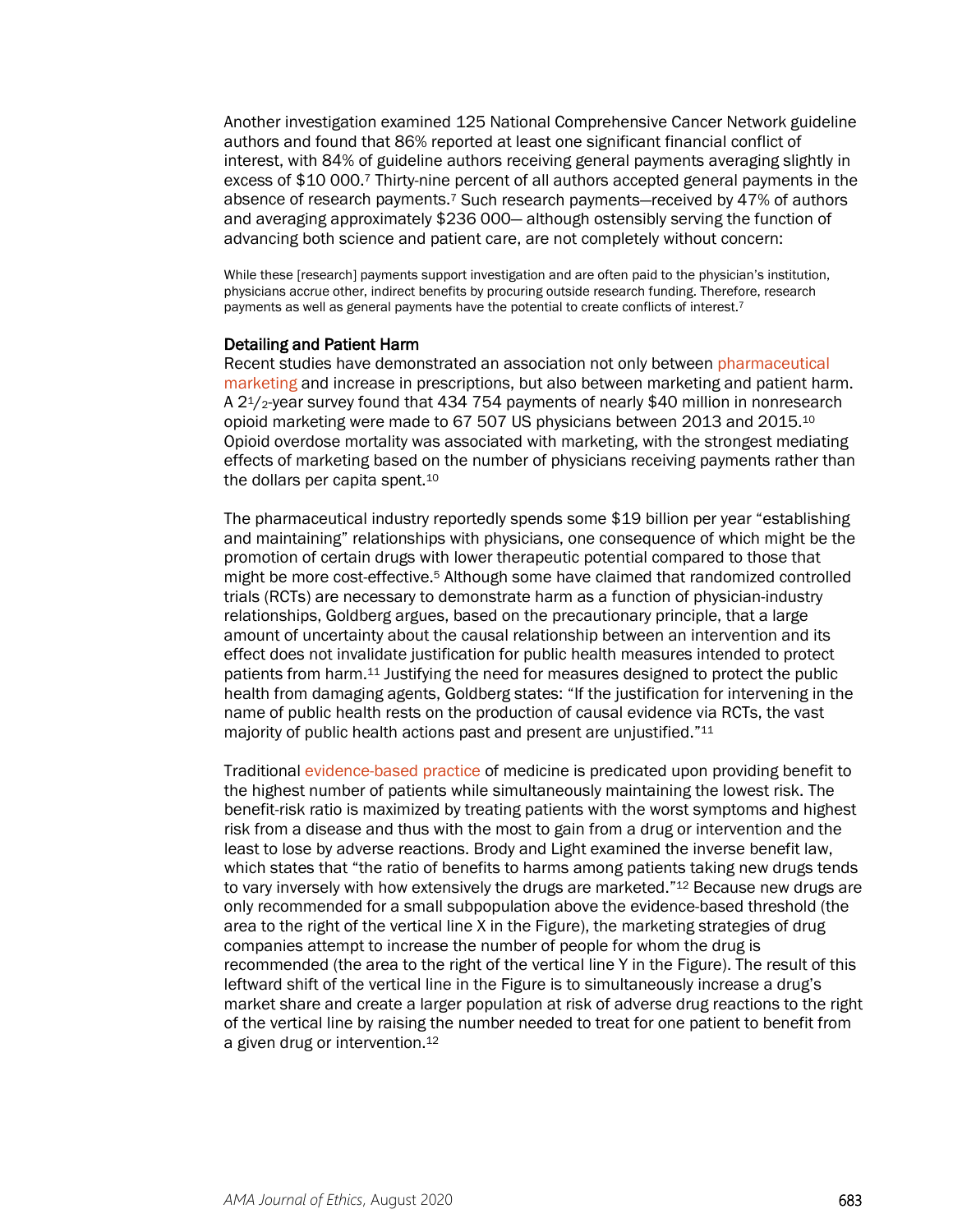Another investigation examined 125 National Comprehensive Cancer Network guideline authors and found that 86% reported at least one significant financial conflict of interest, with 84% of guideline authors receiving general payments averaging slightly in excess of $10 000.[7] Thirty-nine percent of all authors accepted general payments in the absence of research payments.[7] Such research payments—received by 47% of authors and averaging approximately $236 000— although ostensibly serving the function of advancing both science and patient care, are not completely without concern:

> While these [research] payments support investigation and are often paid to the physician's institution, physicians accrue other, indirect benefits by procuring outside research funding. Therefore, research payments as well as general payments have the potential to create conflicts of interest.[7]

### Detailing and Patient Harm

Recent studies have demonstrated an association not only between pharmaceutical marketing and increase in prescriptions, but also between marketing and patient harm. A 2½-year survey found that 434 754 payments of nearly $40 million in nonresearch opioid marketing were made to 67 507 US physicians between 2013 and 2015.[10] Opioid overdose mortality was associated with marketing, with the strongest mediating effects of marketing based on the number of physicians receiving payments rather than the dollars per capita spent.[10]

The pharmaceutical industry reportedly spends some $19 billion per year "establishing and maintaining" relationships with physicians, one consequence of which might be the promotion of certain drugs with lower therapeutic potential compared to those that might be more cost-effective.[5] Although some have claimed that randomized controlled trials (RCTs) are necessary to demonstrate harm as a function of physician-industry relationships, Goldberg argues, based on the precautionary principle, that a large amount of uncertainty about the causal relationship between an intervention and its effect does not invalidate justification for public health measures intended to protect patients from harm.[11] Justifying the need for measures designed to protect the public health from damaging agents, Goldberg states: "If the justification for intervening in the name of public health rests on the production of causal evidence via RCTs, the vast majority of public health actions past and present are unjustified."[11]

Traditional evidence-based practice of medicine is predicated upon providing benefit to the highest number of patients while simultaneously maintaining the lowest risk. The benefit-risk ratio is maximized by treating patients with the worst symptoms and highest risk from a disease and thus with the most to gain from a drug or intervention and the least to lose by adverse reactions. Brody and Light examined the inverse benefit law, which states that "the ratio of benefits to harms among patients taking new drugs tends to vary inversely with how extensively the drugs are marketed."[12] Because new drugs are only recommended for a small subpopulation above the evidence-based threshold (the area to the right of the vertical line X in the Figure), the marketing strategies of drug companies attempt to increase the number of people for whom the drug is recommended (the area to the right of the vertical line Y in the Figure). The result of this leftward shift of the vertical line in the Figure is to simultaneously increase a drug's market share and create a larger population at risk of adverse drug reactions to the right of the vertical line by raising the number needed to treat for one patient to benefit from a given drug or intervention.[12]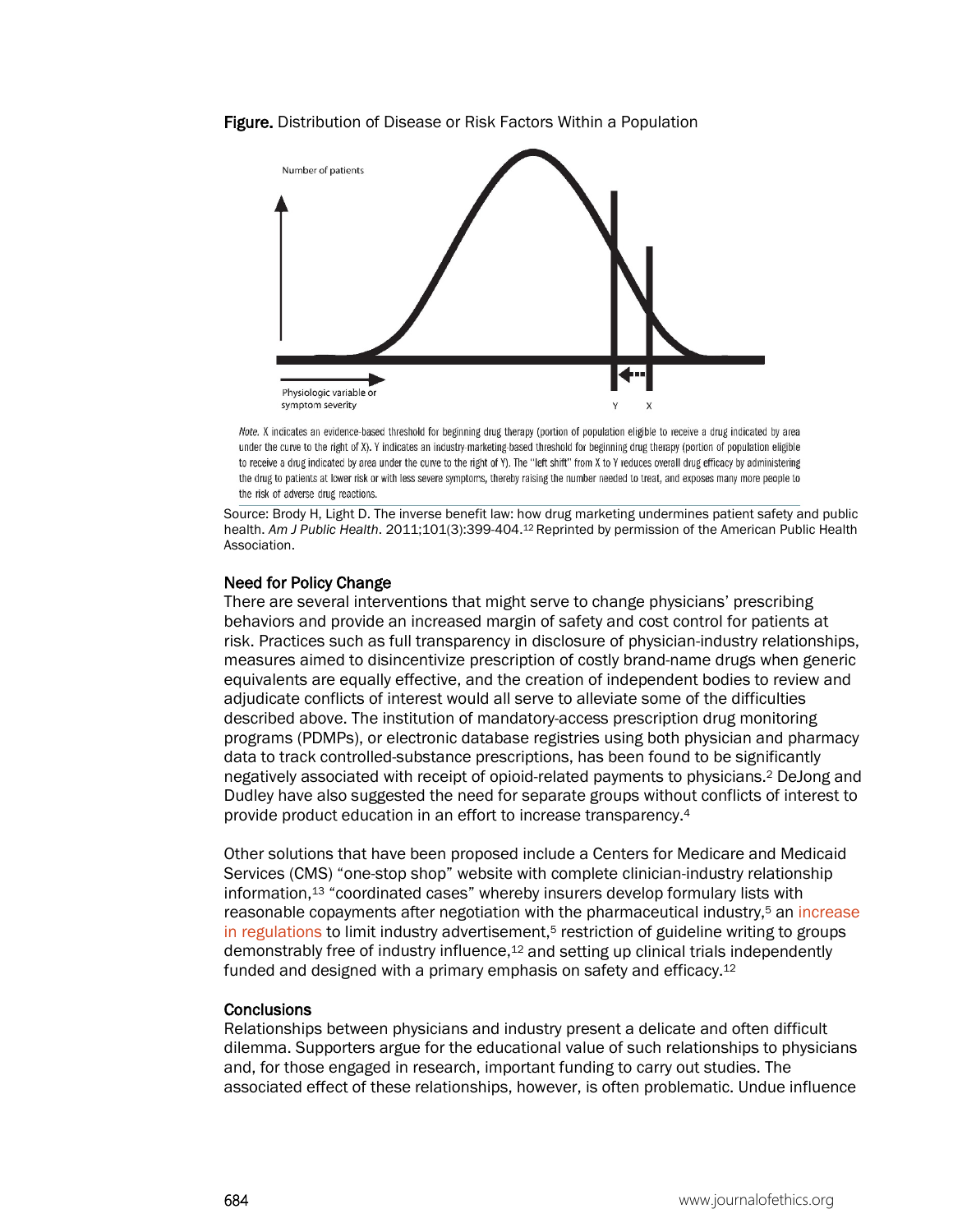**Figure.** Distribution of Disease or Risk Factors Within a Population

*Note.* X indicates an evidence-based threshold for beginning drug therapy (portion of population eligible to receive a drug indicated by area under the curve to the right of X). Y indicates an industry-marketing-based threshold for beginning drug therapy (portion of population eligible to receive a drug indicated by area under the curve to the right of Y). The "left shift" from X to Y reduces overall drug efficacy by administering the drug to patients at lower risk or with less severe symptoms, thereby raising the number needed to treat, and exposes many more people to the risk of adverse drug reactions.

Source: Brody H, Light D. The inverse benefit law: how drug marketing undermines patient safety and public health. *Am J Public Health*. 2011;101(3):399-404.[12] Reprinted by permission of the American Public Health Association.

### Need for Policy Change

There are several interventions that might serve to change physicians' prescribing behaviors and provide an increased margin of safety and cost control for patients at risk. Practices such as full transparency in disclosure of physician-industry relationships, measures aimed to disincentivize prescription of costly brand-name drugs when generic equivalents are equally effective, and the creation of independent bodies to review and adjudicate conflicts of interest would all serve to alleviate some of the difficulties described above. The institution of mandatory-access prescription drug monitoring programs (PDMPs), or electronic database registries using both physician and pharmacy data to track controlled-substance prescriptions, has been found to be significantly negatively associated with receipt of opioid-related payments to physicians.[2] DeJong and Dudley have also suggested the need for separate groups without conflicts of interest to provide product education in an effort to increase transparency.[4]

Other solutions that have been proposed include a Centers for Medicare and Medicaid Services (CMS) "one-stop shop" website with complete clinician-industry relationship information,[13] "coordinated cases" whereby insurers develop formulary lists with reasonable copayments after negotiation with the pharmaceutical industry,[5] an increase in regulations to limit industry advertisement,[5] restriction of guideline writing to groups demonstrably free of industry influence,[12] and setting up clinical trials independently funded and designed with a primary emphasis on safety and efficacy.[12]

### Conclusions

Relationships between physicians and industry present a delicate and often difficult dilemma. Supporters argue for the educational value of such relationships to physicians and, for those engaged in research, important funding to carry out studies. The associated effect of these relationships, however, is often problematic. Undue influence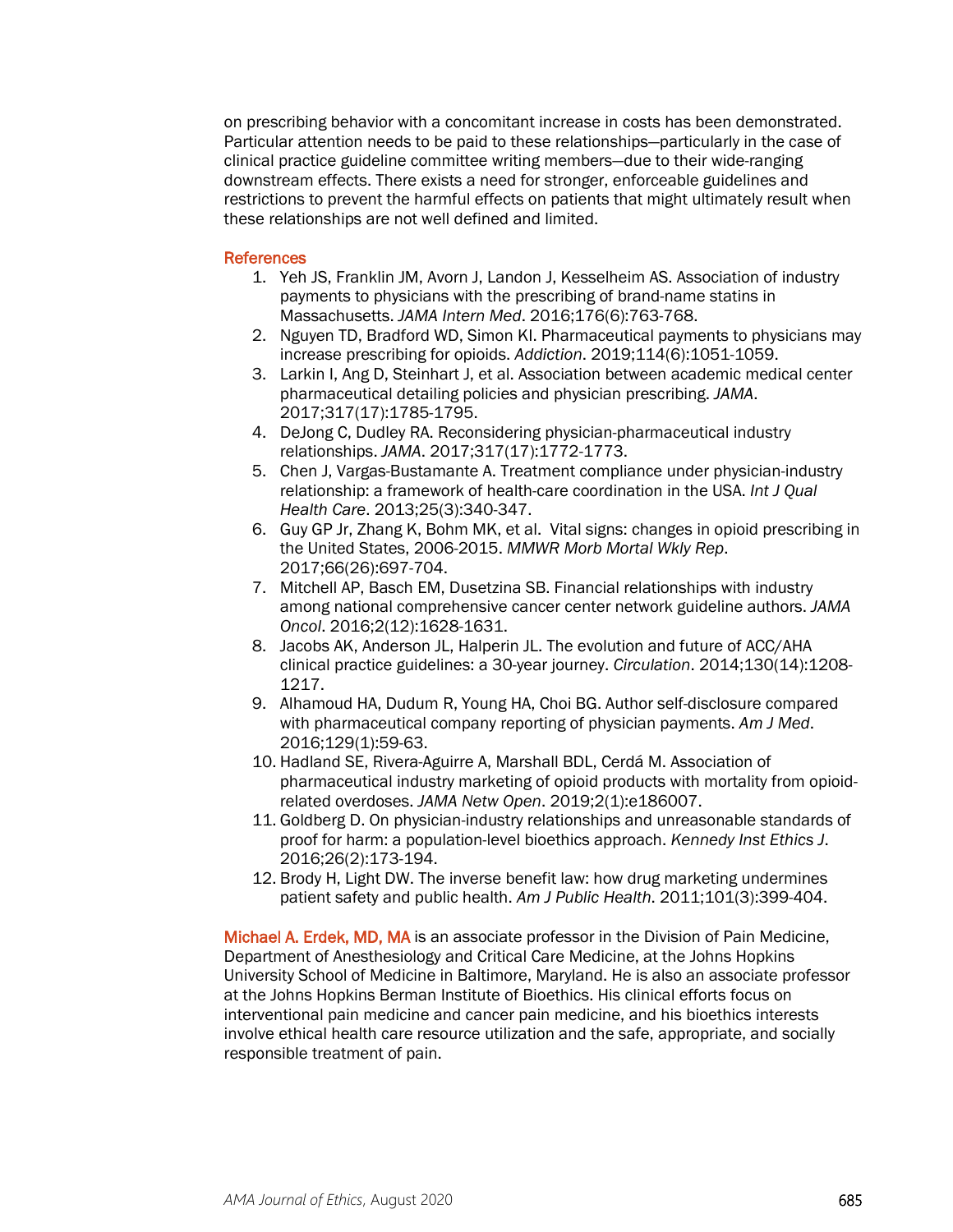on prescribing behavior with a concomitant increase in costs has been demonstrated. Particular attention needs to be paid to these relationships—particularly in the case of clinical practice guideline committee writing members—due to their wide-ranging downstream effects. There exists a need for stronger, enforceable guidelines and restrictions to prevent the harmful effects on patients that might ultimately result when these relationships are not well defined and limited.

## References

1. Yeh JS, Franklin JM, Avorn J, Landon J, Kesselheim AS. Association of industry payments to physicians with the prescribing of brand-name statins in Massachusetts. *JAMA Intern Med*. 2016;176(6):763-768.
2. Nguyen TD, Bradford WD, Simon KI. Pharmaceutical payments to physicians may increase prescribing for opioids. *Addiction*. 2019;114(6):1051-1059.
3. Larkin I, Ang D, Steinhart J, et al. Association between academic medical center pharmaceutical detailing policies and physician prescribing. *JAMA*. 2017;317(17):1785-1795.
4. DeJong C, Dudley RA. Reconsidering physician-pharmaceutical industry relationships. *JAMA*. 2017;317(17):1772-1773.
5. Chen J, Vargas-Bustamante A. Treatment compliance under physician-industry relationship: a framework of health-care coordination in the USA. *Int J Qual Health Care*. 2013;25(3):340-347.
6. Guy GP Jr, Zhang K, Bohm MK, et al. Vital signs: changes in opioid prescribing in the United States, 2006-2015. *MMWR Morb Mortal Wkly Rep*. 2017;66(26):697-704.
7. Mitchell AP, Basch EM, Dusetzina SB. Financial relationships with industry among national comprehensive cancer center network guideline authors. *JAMA Oncol*. 2016;2(12):1628-1631.
8. Jacobs AK, Anderson JL, Halperin JL. The evolution and future of ACC/AHA clinical practice guidelines: a 30-year journey. *Circulation*. 2014;130(14):1208-1217.
9. Alhamoud HA, Dudum R, Young HA, Choi BG. Author self-disclosure compared with pharmaceutical company reporting of physician payments. *Am J Med*. 2016;129(1):59-63.
10. Hadland SE, Rivera-Aguirre A, Marshall BDL, Cerdá M. Association of pharmaceutical industry marketing of opioid products with mortality from opioid-related overdoses. *JAMA Netw Open*. 2019;2(1):e186007.
11. Goldberg D. On physician-industry relationships and unreasonable standards of proof for harm: a population-level bioethics approach. *Kennedy Inst Ethics J*. 2016;26(2):173-194.
12. Brody H, Light DW. The inverse benefit law: how drug marketing undermines patient safety and public health. *Am J Public Health*. 2011;101(3):399-404.

**Michael A. Erdek, MD, MA** is an associate professor in the Division of Pain Medicine, Department of Anesthesiology and Critical Care Medicine, at the Johns Hopkins University School of Medicine in Baltimore, Maryland. He is also an associate professor at the Johns Hopkins Berman Institute of Bioethics. His clinical efforts focus on interventional pain medicine and cancer pain medicine, and his bioethics interests involve ethical health care resource utilization and the safe, appropriate, and socially responsible treatment of pain.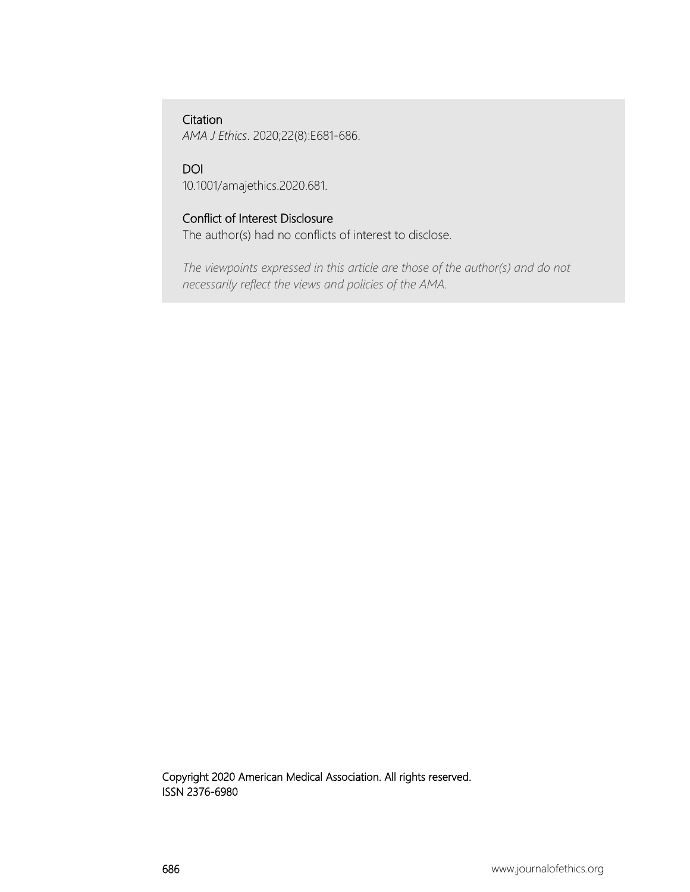### Citation

*AMA J Ethics*. 2020;22(8):E681-686.

### DOI

10.1001/amajethics.2020.681.

### Conflict of Interest Disclosure

The author(s) had no conflicts of interest to disclose.

*The viewpoints expressed in this article are those of the author(s) and do not necessarily reflect the views and policies of the AMA.*

Copyright 2020 American Medical Association. All rights reserved.
ISSN 2376-6980